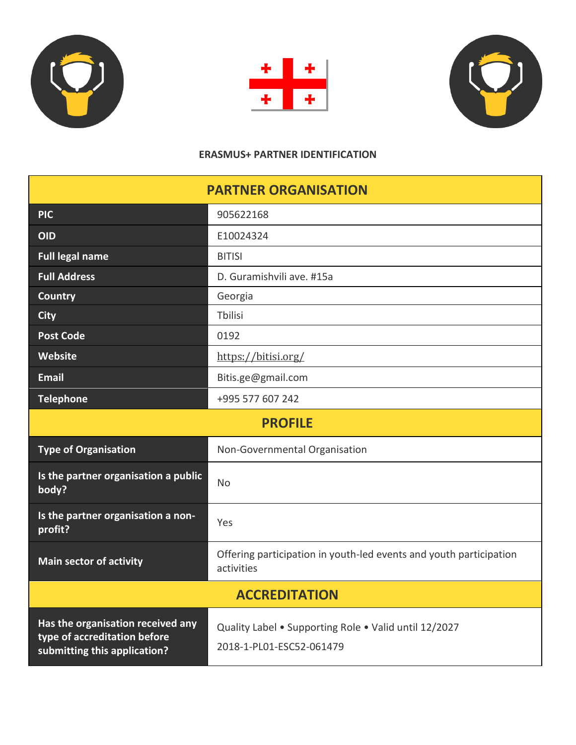**ERASMUS+ PARTNER IDENTIFICATION**

| PARTNER ORGANISATION | |
|---|---|
| **PIC** | 905622168 |
| **OID** | E10024324 |
| **Full legal name** | BITISI |
| **Full Address** | D. Guramishvili ave. #15a |
| **Country** | Georgia |
| **City** | Tbilisi |
| **Post Code** | 0192 |
| **Website** | https://bitisi.org/ |
| **Email** | Bitis.ge@gmail.com |
| **Telephone** | +995 577 607 242 |
| **PROFILE** | |
| **Type of Organisation** | Non-Governmental Organisation |
| **Is the partner organisation a public body?** | No |
| **Is the partner organisation a non-profit?** | Yes |
| **Main sector of activity** | Offering participation in youth-led events and youth participation activities |
| **ACCREDITATION** | |
| **Has the organisation received any type of accreditation before submitting this application?** | Quality Label • Supporting Role • Valid until 12/2027<br>2018-1-PL01-ESC52-061479 |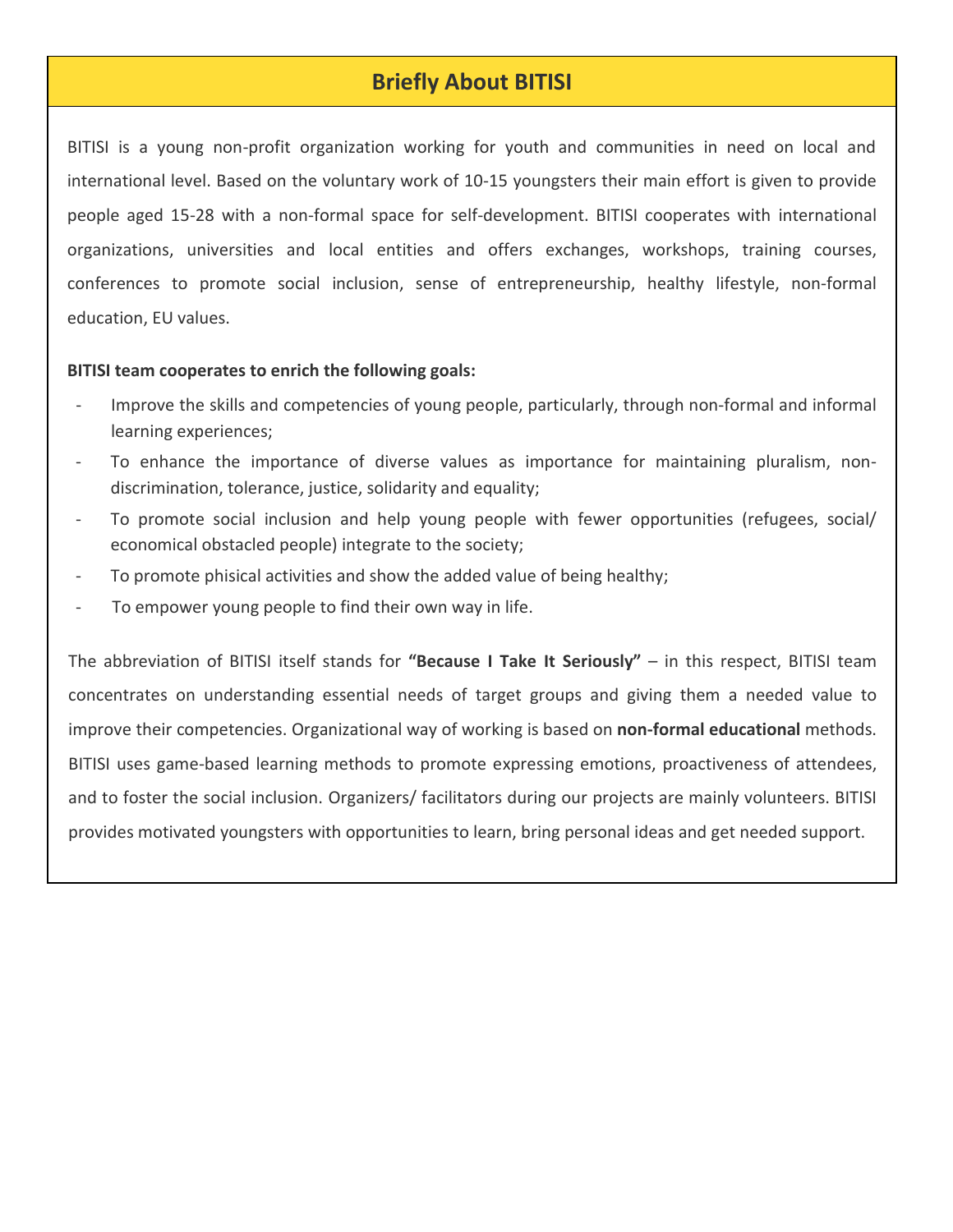## Briefly About BITISI

BITISI is a young non-profit organization working for youth and communities in need on local and international level. Based on the voluntary work of 10-15 youngsters their main effort is given to provide people aged 15-28 with a non-formal space for self-development. BITISI cooperates with international organizations, universities and local entities and offers exchanges, workshops, training courses, conferences to promote social inclusion, sense of entrepreneurship, healthy lifestyle, non-formal education, EU values.

**BITISI team cooperates to enrich the following goals:**

- Improve the skills and competencies of young people, particularly, through non-formal and informal learning experiences;
- To enhance the importance of diverse values as importance for maintaining pluralism, non-discrimination, tolerance, justice, solidarity and equality;
- To promote social inclusion and help young people with fewer opportunities (refugees, social/ economical obstacled people) integrate to the society;
- To promote phisical activities and show the added value of being healthy;
- To empower young people to find their own way in life.

The abbreviation of BITISI itself stands for **"Because I Take It Seriously"** – in this respect, BITISI team concentrates on understanding essential needs of target groups and giving them a needed value to improve their competencies. Organizational way of working is based on **non-formal educational** methods. BITISI uses game-based learning methods to promote expressing emotions, proactiveness of attendees, and to foster the social inclusion. Organizers/ facilitators during our projects are mainly volunteers. BITISI provides motivated youngsters with opportunities to learn, bring personal ideas and get needed support.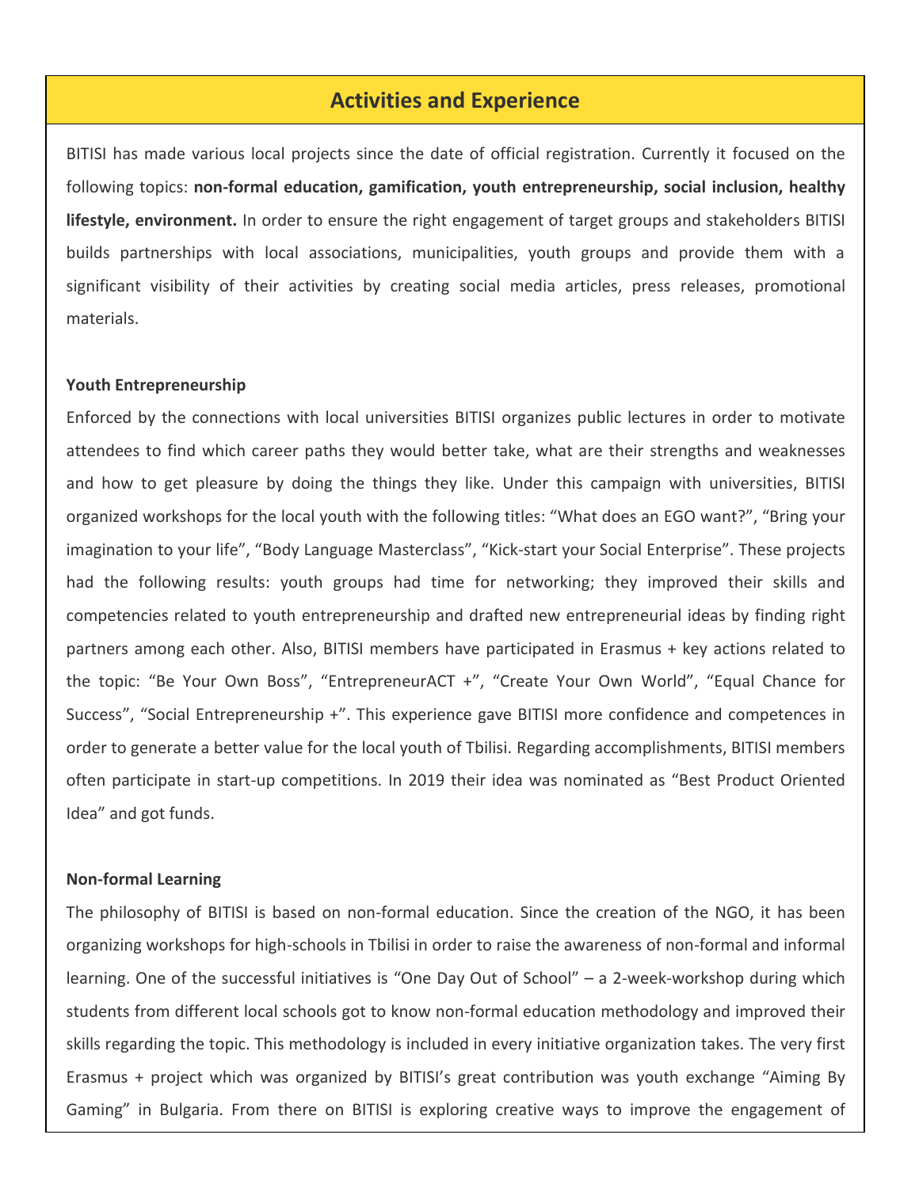## Activities and Experience

BITISI has made various local projects since the date of official registration. Currently it focused on the following topics: **non-formal education, gamification, youth entrepreneurship, social inclusion, healthy lifestyle, environment.** In order to ensure the right engagement of target groups and stakeholders BITISI builds partnerships with local associations, municipalities, youth groups and provide them with a significant visibility of their activities by creating social media articles, press releases, promotional materials.

**Youth Entrepreneurship**

Enforced by the connections with local universities BITISI organizes public lectures in order to motivate attendees to find which career paths they would better take, what are their strengths and weaknesses and how to get pleasure by doing the things they like. Under this campaign with universities, BITISI organized workshops for the local youth with the following titles: “What does an EGO want?”, “Bring your imagination to your life”, “Body Language Masterclass”, “Kick-start your Social Enterprise”. These projects had the following results: youth groups had time for networking; they improved their skills and competencies related to youth entrepreneurship and drafted new entrepreneurial ideas by finding right partners among each other. Also, BITISI members have participated in Erasmus + key actions related to the topic: “Be Your Own Boss”, “EntrepreneurACT +”, “Create Your Own World”, “Equal Chance for Success”, “Social Entrepreneurship +”. This experience gave BITISI more confidence and competences in order to generate a better value for the local youth of Tbilisi. Regarding accomplishments, BITISI members often participate in start-up competitions. In 2019 their idea was nominated as “Best Product Oriented Idea” and got funds.

**Non-formal Learning**

The philosophy of BITISI is based on non-formal education. Since the creation of the NGO, it has been organizing workshops for high-schools in Tbilisi in order to raise the awareness of non-formal and informal learning. One of the successful initiatives is “One Day Out of School” – a 2-week-workshop during which students from different local schools got to know non-formal education methodology and improved their skills regarding the topic. This methodology is included in every initiative organization takes. The very first Erasmus + project which was organized by BITISI’s great contribution was youth exchange “Aiming By Gaming” in Bulgaria. From there on BITISI is exploring creative ways to improve the engagement of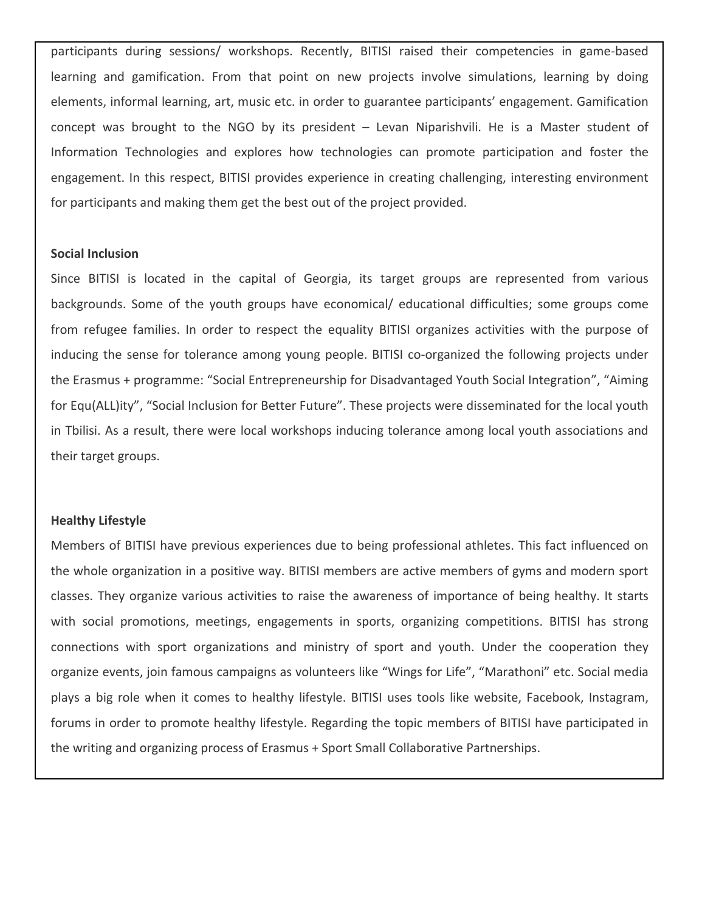participants during sessions/ workshops. Recently, BITISI raised their competencies in game-based learning and gamification. From that point on new projects involve simulations, learning by doing elements, informal learning, art, music etc. in order to guarantee participants' engagement. Gamification concept was brought to the NGO by its president – Levan Niparishvili. He is a Master student of Information Technologies and explores how technologies can promote participation and foster the engagement. In this respect, BITISI provides experience in creating challenging, interesting environment for participants and making them get the best out of the project provided.

**Social Inclusion**

Since BITISI is located in the capital of Georgia, its target groups are represented from various backgrounds. Some of the youth groups have economical/ educational difficulties; some groups come from refugee families. In order to respect the equality BITISI organizes activities with the purpose of inducing the sense for tolerance among young people. BITISI co-organized the following projects under the Erasmus + programme: "Social Entrepreneurship for Disadvantaged Youth Social Integration", "Aiming for Equ(ALL)ity", "Social Inclusion for Better Future". These projects were disseminated for the local youth in Tbilisi. As a result, there were local workshops inducing tolerance among local youth associations and their target groups.

**Healthy Lifestyle**

Members of BITISI have previous experiences due to being professional athletes. This fact influenced on the whole organization in a positive way. BITISI members are active members of gyms and modern sport classes. They organize various activities to raise the awareness of importance of being healthy. It starts with social promotions, meetings, engagements in sports, organizing competitions. BITISI has strong connections with sport organizations and ministry of sport and youth. Under the cooperation they organize events, join famous campaigns as volunteers like "Wings for Life", "Marathoni" etc. Social media plays a big role when it comes to healthy lifestyle. BITISI uses tools like website, Facebook, Instagram, forums in order to promote healthy lifestyle. Regarding the topic members of BITISI have participated in the writing and organizing process of Erasmus + Sport Small Collaborative Partnerships.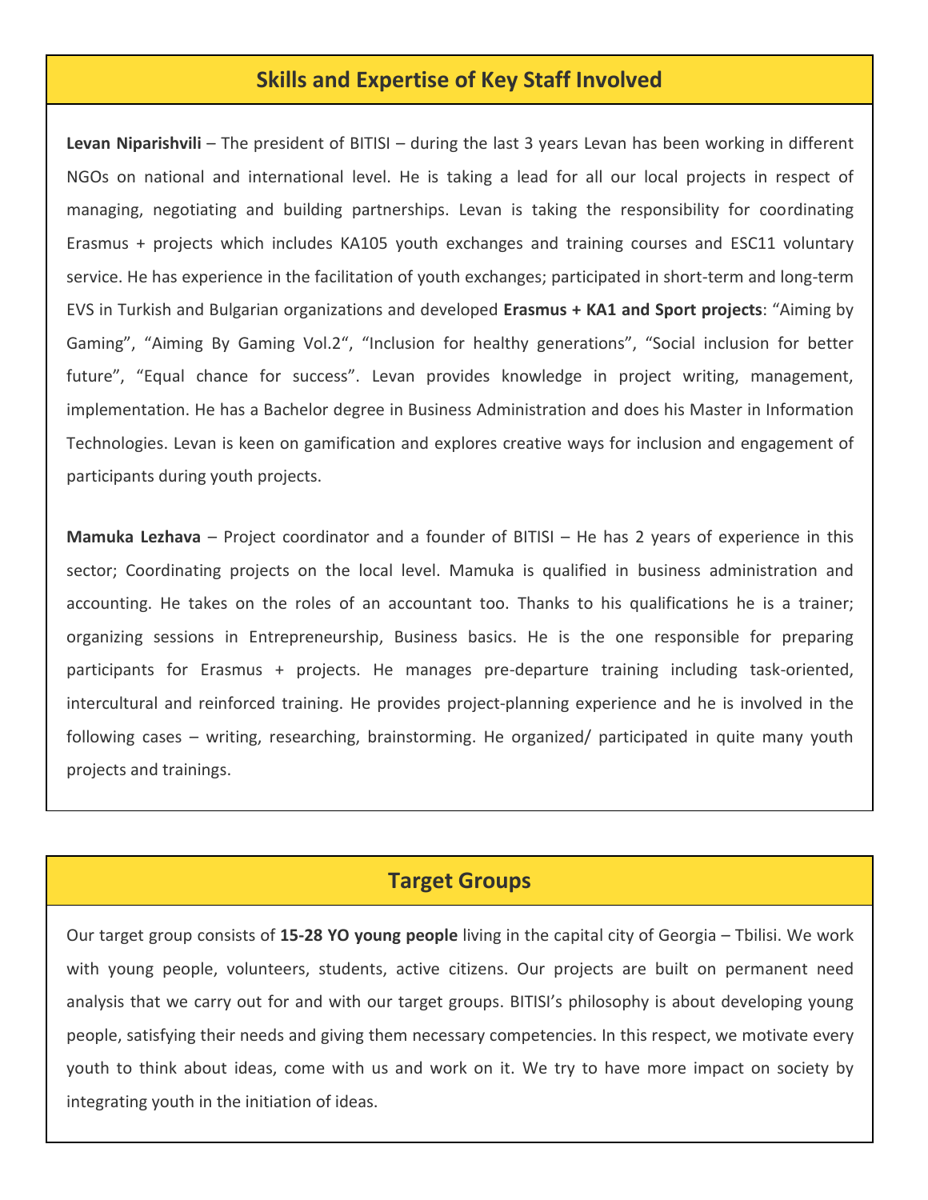## Skills and Expertise of Key Staff Involved

**Levan Niparishvili** – The president of BITISI – during the last 3 years Levan has been working in different NGOs on national and international level. He is taking a lead for all our local projects in respect of managing, negotiating and building partnerships. Levan is taking the responsibility for coordinating Erasmus + projects which includes KA105 youth exchanges and training courses and ESC11 voluntary service. He has experience in the facilitation of youth exchanges; participated in short-term and long-term EVS in Turkish and Bulgarian organizations and developed **Erasmus + KA1 and Sport projects**: "Aiming by Gaming", "Aiming By Gaming Vol.2", "Inclusion for healthy generations", "Social inclusion for better future", "Equal chance for success". Levan provides knowledge in project writing, management, implementation. He has a Bachelor degree in Business Administration and does his Master in Information Technologies. Levan is keen on gamification and explores creative ways for inclusion and engagement of participants during youth projects.

**Mamuka Lezhava** – Project coordinator and a founder of BITISI – He has 2 years of experience in this sector; Coordinating projects on the local level. Mamuka is qualified in business administration and accounting. He takes on the roles of an accountant too. Thanks to his qualifications he is a trainer; organizing sessions in Entrepreneurship, Business basics. He is the one responsible for preparing participants for Erasmus + projects. He manages pre-departure training including task-oriented, intercultural and reinforced training. He provides project-planning experience and he is involved in the following cases – writing, researching, brainstorming. He organized/ participated in quite many youth projects and trainings.

## Target Groups

Our target group consists of **15-28 YO young people** living in the capital city of Georgia – Tbilisi. We work with young people, volunteers, students, active citizens. Our projects are built on permanent need analysis that we carry out for and with our target groups. BITISI's philosophy is about developing young people, satisfying their needs and giving them necessary competencies. In this respect, we motivate every youth to think about ideas, come with us and work on it. We try to have more impact on society by integrating youth in the initiation of ideas.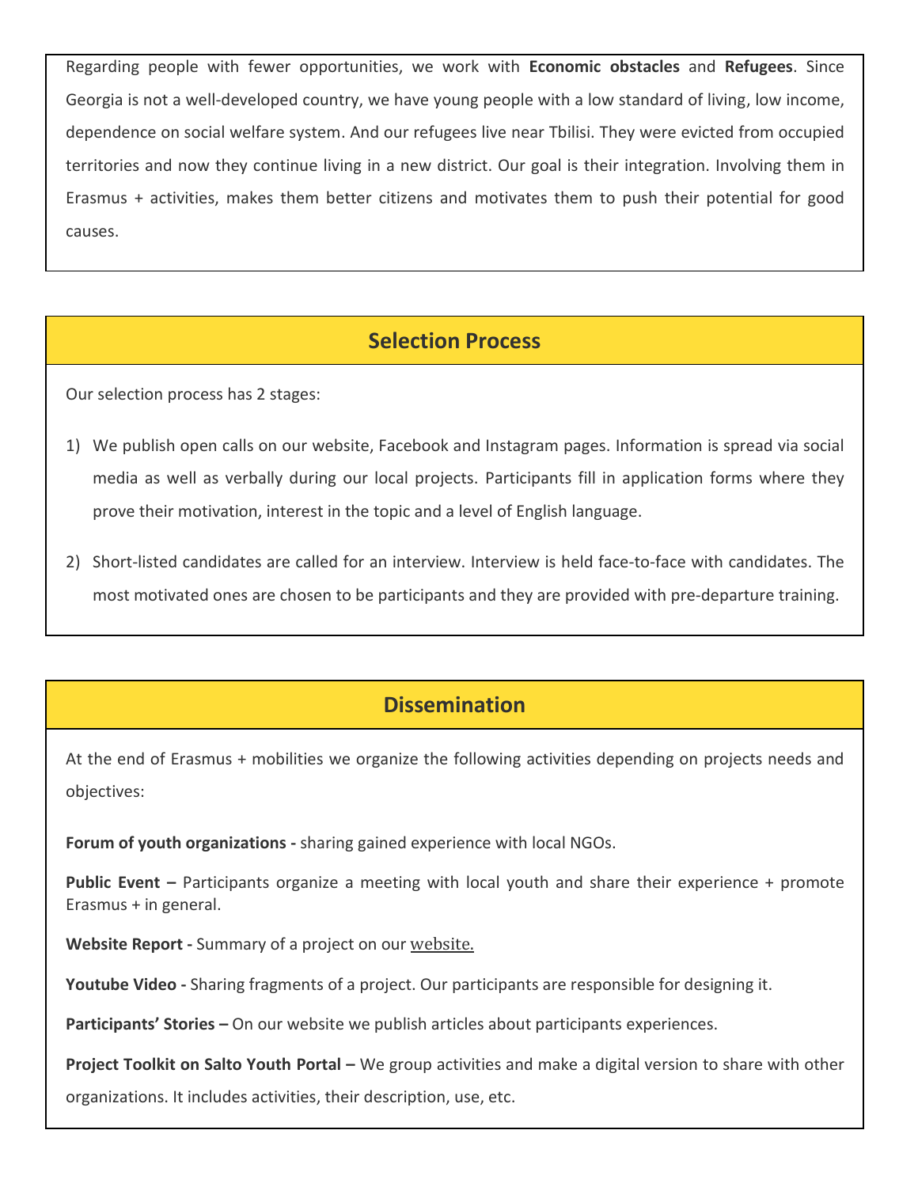Regarding people with fewer opportunities, we work with **Economic obstacles** and **Refugees**. Since Georgia is not a well-developed country, we have young people with a low standard of living, low income, dependence on social welfare system. And our refugees live near Tbilisi. They were evicted from occupied territories and now they continue living in a new district. Our goal is their integration. Involving them in Erasmus + activities, makes them better citizens and motivates them to push their potential for good causes.

## Selection Process

Our selection process has 2 stages:

1) We publish open calls on our website, Facebook and Instagram pages. Information is spread via social media as well as verbally during our local projects. Participants fill in application forms where they prove their motivation, interest in the topic and a level of English language.
2) Short-listed candidates are called for an interview. Interview is held face-to-face with candidates. The most motivated ones are chosen to be participants and they are provided with pre-departure training.

## Dissemination

At the end of Erasmus + mobilities we organize the following activities depending on projects needs and objectives:

**Forum of youth organizations -** sharing gained experience with local NGOs.

**Public Event –** Participants organize a meeting with local youth and share their experience + promote Erasmus + in general.

**Website Report -** Summary of a project on our website.

**Youtube Video -** Sharing fragments of a project. Our participants are responsible for designing it.

**Participants' Stories –** On our website we publish articles about participants experiences.

**Project Toolkit on Salto Youth Portal –** We group activities and make a digital version to share with other organizations. It includes activities, their description, use, etc.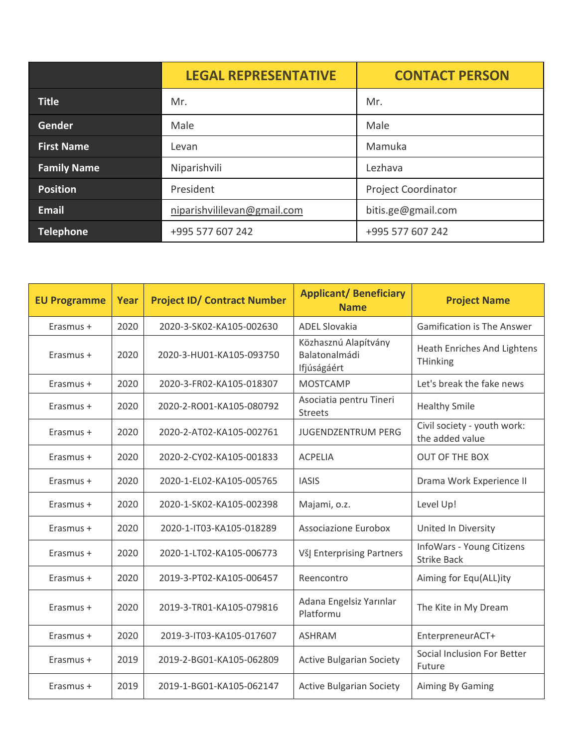| | LEGAL REPRESENTATIVE | CONTACT PERSON |
|---|---|---|
| **Title** | Mr. | Mr. |
| **Gender** | Male | Male |
| **First Name** | Levan | Mamuka |
| **Family Name** | Niparishvili | Lezhava |
| **Position** | President | Project Coordinator |
| **Email** | niparishvililevan@gmail.com | bitis.ge@gmail.com |
| **Telephone** | +995 577 607 242 | +995 577 607 242 |

| EU Programme | Year | Project ID/ Contract Number | Applicant/ Beneficiary Name | Project Name |
|---|---|---|---|---|
| Erasmus + | 2020 | 2020-3-SK02-KA105-002630 | ADEL Slovakia | Gamification is The Answer |
| Erasmus + | 2020 | 2020-3-HU01-KA105-093750 | Közhasznú Alapítvány Balatonalmádi Ifjúságáért | Heath Enriches And Lightens THinking |
| Erasmus + | 2020 | 2020-3-FR02-KA105-018307 | MOSTCAMP | Let's break the fake news |
| Erasmus + | 2020 | 2020-2-RO01-KA105-080792 | Asociatia pentru Tineri Streets | Healthy Smile |
| Erasmus + | 2020 | 2020-2-AT02-KA105-002761 | JUGENDZENTRUM PERG | Civil society - youth work: the added value |
| Erasmus + | 2020 | 2020-2-CY02-KA105-001833 | ACPELIA | OUT OF THE BOX |
| Erasmus + | 2020 | 2020-1-EL02-KA105-005765 | IASIS | Drama Work Experience II |
| Erasmus + | 2020 | 2020-1-SK02-KA105-002398 | Majami, o.z. | Level Up! |
| Erasmus + | 2020 | 2020-1-IT03-KA105-018289 | Associazione Eurobox | United In Diversity |
| Erasmus + | 2020 | 2020-1-LT02-KA105-006773 | VšĮ Enterprising Partners | InfoWars - Young Citizens Strike Back |
| Erasmus + | 2020 | 2019-3-PT02-KA105-006457 | Reencontro | Aiming for Equ(ALL)ity |
| Erasmus + | 2020 | 2019-3-TR01-KA105-079816 | Adana Engelsiz Yarınlar Platformu | The Kite in My Dream |
| Erasmus + | 2020 | 2019-3-IT03-KA105-017607 | ASHRAM | EnterpreneurACT+ |
| Erasmus + | 2019 | 2019-2-BG01-KA105-062809 | Active Bulgarian Society | Social Inclusion For Better Future |
| Erasmus + | 2019 | 2019-1-BG01-KA105-062147 | Active Bulgarian Society | Aiming By Gaming |